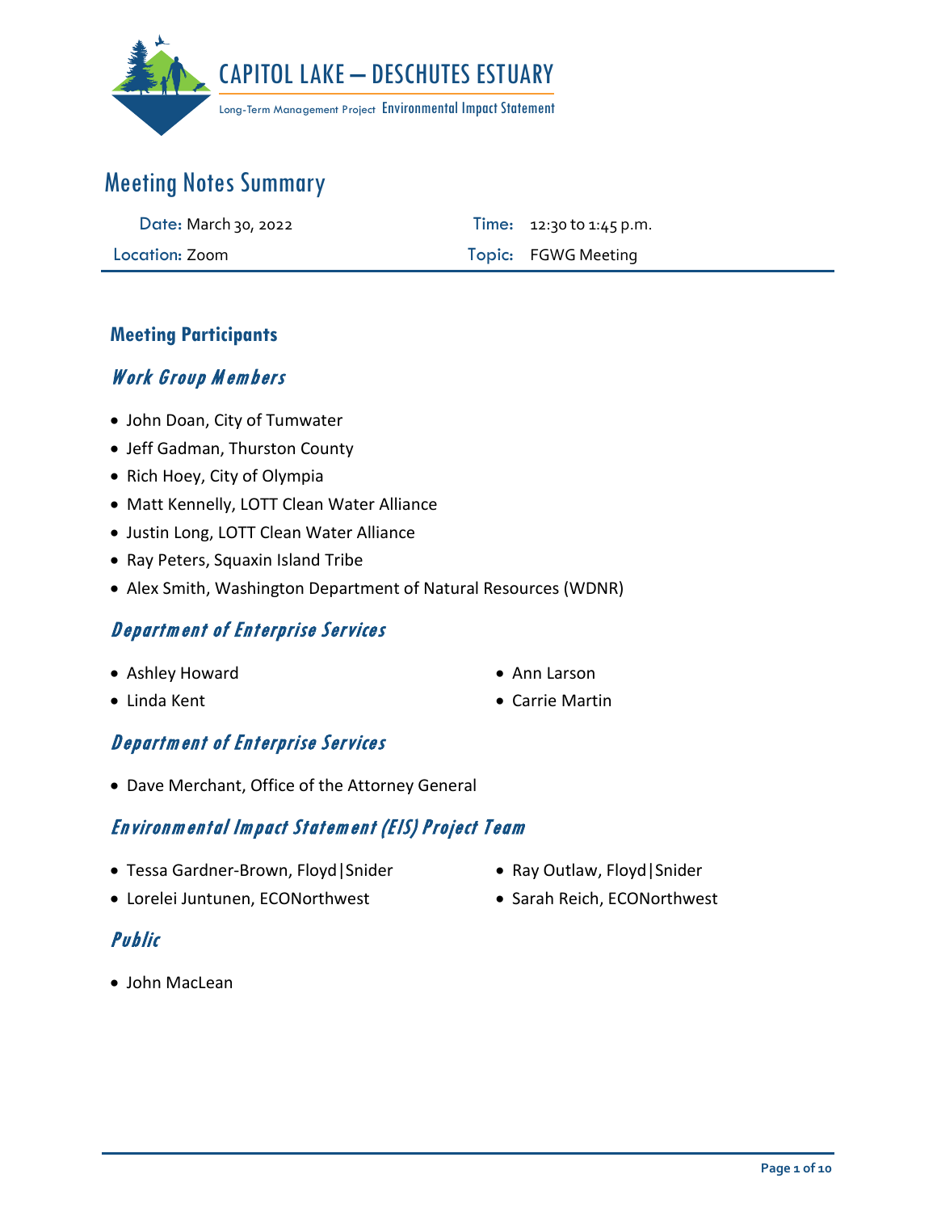CAPITOL LAKE – DESCHUTES ESTUARY

Long-Term Management Project Environmental Impact Statement

# Meeting Notes Summary

| | | | |
|---|---|---|---|
| **Date:** March 30, 2022 | | **Time:** | 12:30 to 1:45 p.m. |
| **Location:** Zoom | | **Topic:** | FGWG Meeting |

## Meeting Participants

### *Work Group Members*

- John Doan, City of Tumwater
- Jeff Gadman, Thurston County
- Rich Hoey, City of Olympia
- Matt Kennelly, LOTT Clean Water Alliance
- Justin Long, LOTT Clean Water Alliance
- Ray Peters, Squaxin Island Tribe
- Alex Smith, Washington Department of Natural Resources (WDNR)

### *Department of Enterprise Services*

- Ashley Howard
- Linda Kent
- Ann Larson
- Carrie Martin

### *Department of Enterprise Services*

- Dave Merchant, Office of the Attorney General

### *Environmental Impact Statement (EIS) Project Team*

- Tessa Gardner-Brown, Floyd|Snider
- Lorelei Juntunen, ECONorthwest
- Ray Outlaw, Floyd|Snider
- Sarah Reich, ECONorthwest

### *Public*

- John MacLean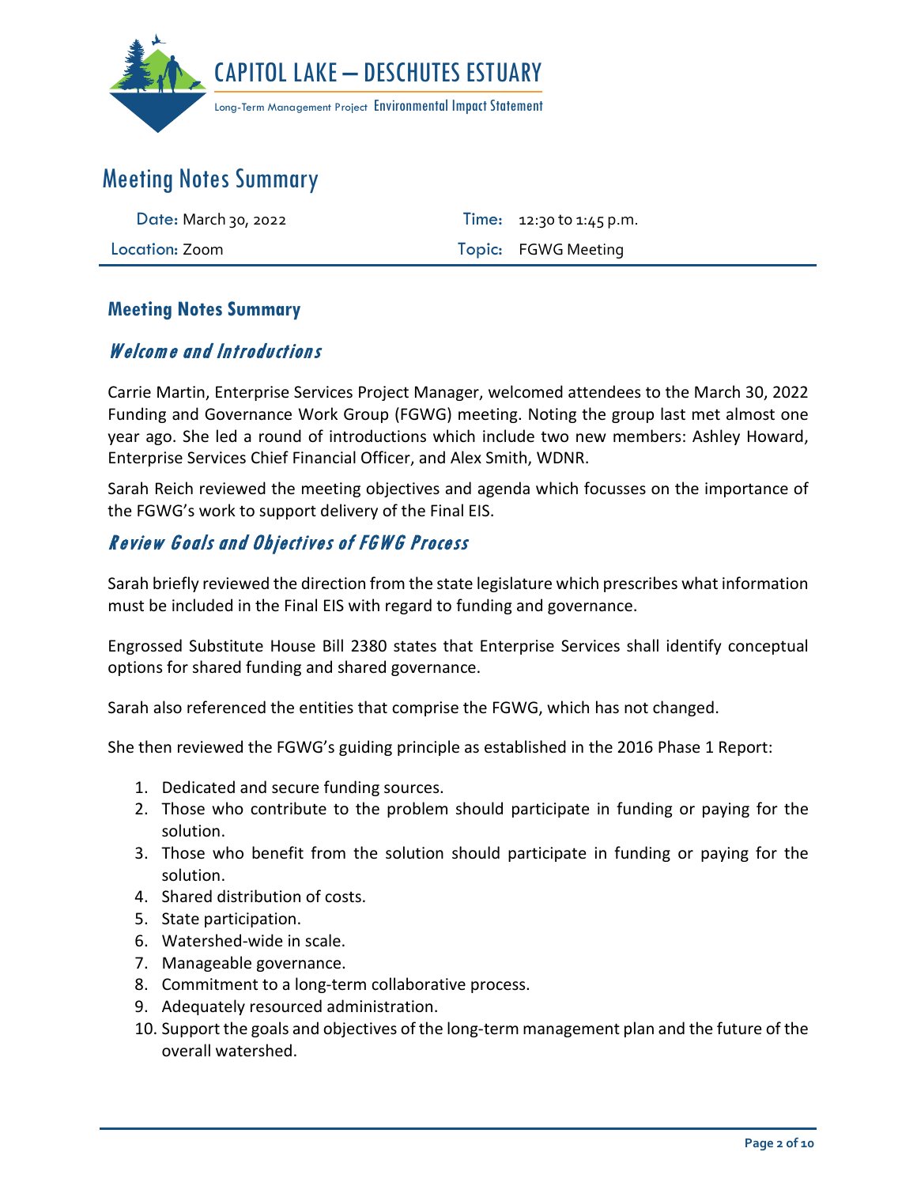# Meeting Notes Summary

| Date: March 30, 2022 | Time: 12:30 to 1:45 p.m. |
| --- | --- |
| Location: Zoom | Topic: FGWG Meeting |

## Meeting Notes Summary

### *Welcome and Introductions*

Carrie Martin, Enterprise Services Project Manager, welcomed attendees to the March 30, 2022 Funding and Governance Work Group (FGWG) meeting. Noting the group last met almost one year ago. She led a round of introductions which include two new members: Ashley Howard, Enterprise Services Chief Financial Officer, and Alex Smith, WDNR.

Sarah Reich reviewed the meeting objectives and agenda which focusses on the importance of the FGWG's work to support delivery of the Final EIS.

### *Review Goals and Objectives of FGWG Process*

Sarah briefly reviewed the direction from the state legislature which prescribes what information must be included in the Final EIS with regard to funding and governance.

Engrossed Substitute House Bill 2380 states that Enterprise Services shall identify conceptual options for shared funding and shared governance.

Sarah also referenced the entities that comprise the FGWG, which has not changed.

She then reviewed the FGWG's guiding principle as established in the 2016 Phase 1 Report:

1. Dedicated and secure funding sources.
2. Those who contribute to the problem should participate in funding or paying for the solution.
3. Those who benefit from the solution should participate in funding or paying for the solution.
4. Shared distribution of costs.
5. State participation.
6. Watershed-wide in scale.
7. Manageable governance.
8. Commitment to a long-term collaborative process.
9. Adequately resourced administration.
10. Support the goals and objectives of the long-term management plan and the future of the overall watershed.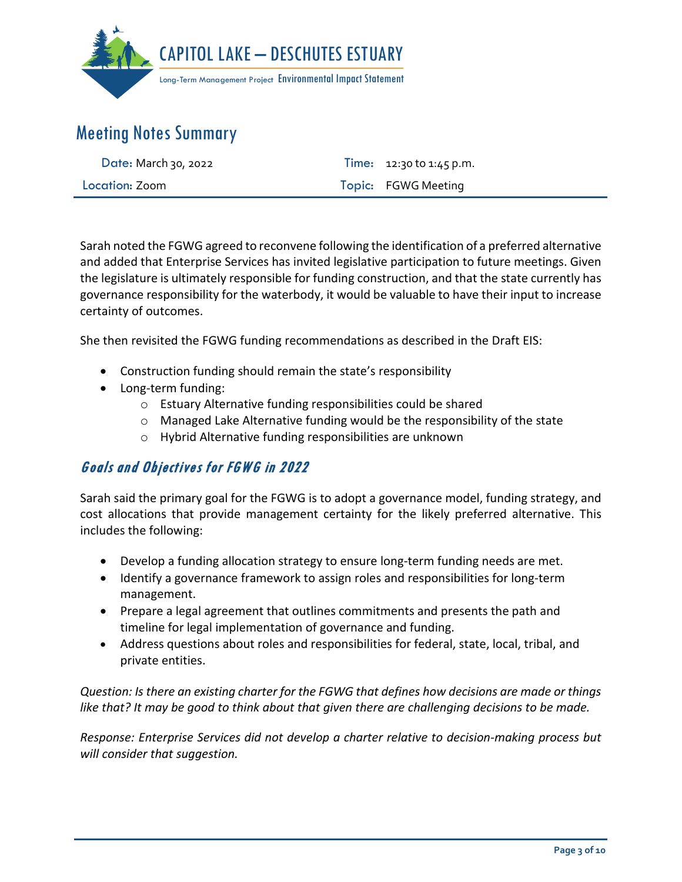# Meeting Notes Summary

| Date: March 30, 2022 | Time: 12:30 to 1:45 p.m. |
|---|---|
| Location: Zoom | Topic: FGWG Meeting |

Sarah noted the FGWG agreed to reconvene following the identification of a preferred alternative and added that Enterprise Services has invited legislative participation to future meetings. Given the legislature is ultimately responsible for funding construction, and that the state currently has governance responsibility for the waterbody, it would be valuable to have their input to increase certainty of outcomes.

She then revisited the FGWG funding recommendations as described in the Draft EIS:

- Construction funding should remain the state's responsibility
- Long-term funding:
  - Estuary Alternative funding responsibilities could be shared
  - Managed Lake Alternative funding would be the responsibility of the state
  - Hybrid Alternative funding responsibilities are unknown

## Goals and Objectives for FGWG in 2022

Sarah said the primary goal for the FGWG is to adopt a governance model, funding strategy, and cost allocations that provide management certainty for the likely preferred alternative. This includes the following:

- Develop a funding allocation strategy to ensure long-term funding needs are met.
- Identify a governance framework to assign roles and responsibilities for long-term management.
- Prepare a legal agreement that outlines commitments and presents the path and timeline for legal implementation of governance and funding.
- Address questions about roles and responsibilities for federal, state, local, tribal, and private entities.

*Question: Is there an existing charter for the FGWG that defines how decisions are made or things like that? It may be good to think about that given there are challenging decisions to be made.*

*Response: Enterprise Services did not develop a charter relative to decision-making process but will consider that suggestion.*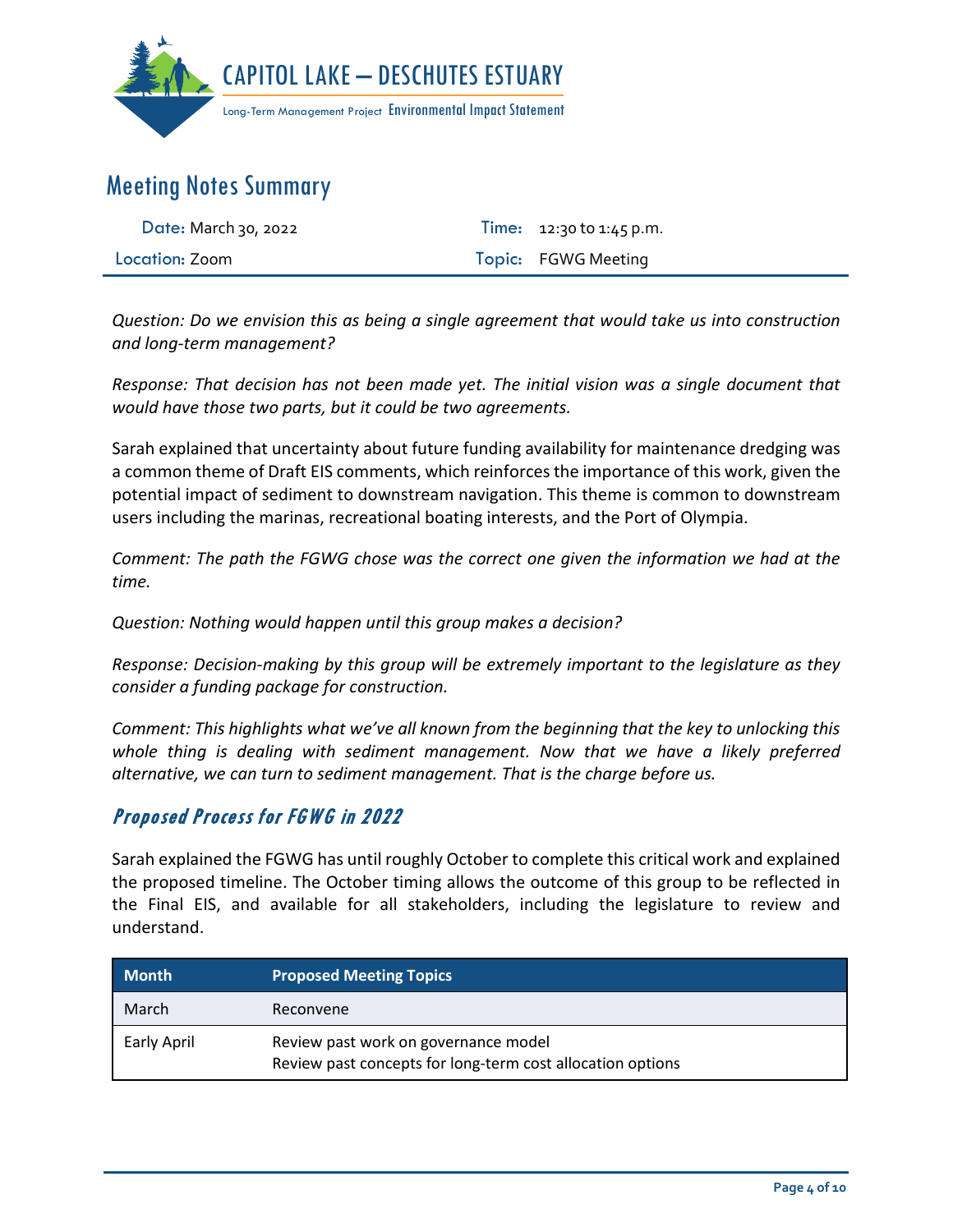# Meeting Notes Summary

| Date: March 30, 2022 | Time: 12:30 to 1:45 p.m. |
|---|---|
| Location: Zoom | Topic: FGWG Meeting |

*Question: Do we envision this as being a single agreement that would take us into construction and long-term management?*

*Response: That decision has not been made yet. The initial vision was a single document that would have those two parts, but it could be two agreements.*

Sarah explained that uncertainty about future funding availability for maintenance dredging was a common theme of Draft EIS comments, which reinforces the importance of this work, given the potential impact of sediment to downstream navigation. This theme is common to downstream users including the marinas, recreational boating interests, and the Port of Olympia.

*Comment: The path the FGWG chose was the correct one given the information we had at the time.*

*Question: Nothing would happen until this group makes a decision?*

*Response: Decision-making by this group will be extremely important to the legislature as they consider a funding package for construction.*

*Comment: This highlights what we've all known from the beginning that the key to unlocking this whole thing is dealing with sediment management. Now that we have a likely preferred alternative, we can turn to sediment management. That is the charge before us.*

## Proposed Process for FGWG in 2022

Sarah explained the FGWG has until roughly October to complete this critical work and explained the proposed timeline. The October timing allows the outcome of this group to be reflected in the Final EIS, and available for all stakeholders, including the legislature to review and understand.

| Month | Proposed Meeting Topics |
|---|---|
| March | Reconvene |
| Early April | Review past work on governance model<br>Review past concepts for long-term cost allocation options |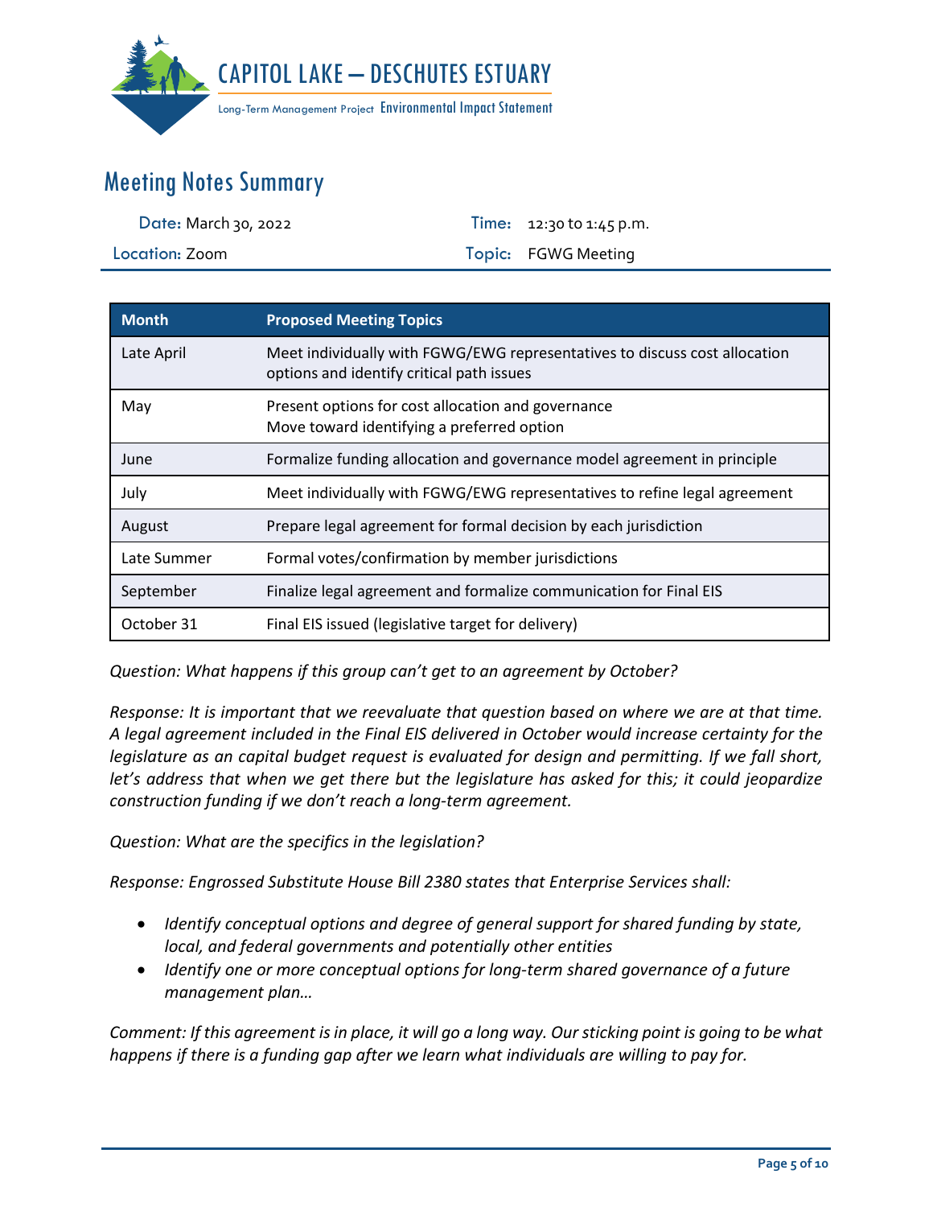# CAPITOL LAKE – DESCHUTES ESTUARY

Long-Term Management Project Environmental Impact Statement

## Meeting Notes Summary

**Date:** March 30, 2022 | **Time:** 12:30 to 1:45 p.m.

**Location:** Zoom | **Topic:** FGWG Meeting

| Month | Proposed Meeting Topics |
|---|---|
| Late April | Meet individually with FGWG/EWG representatives to discuss cost allocation options and identify critical path issues |
| May | Present options for cost allocation and governance<br>Move toward identifying a preferred option |
| June | Formalize funding allocation and governance model agreement in principle |
| July | Meet individually with FGWG/EWG representatives to refine legal agreement |
| August | Prepare legal agreement for formal decision by each jurisdiction |
| Late Summer | Formal votes/confirmation by member jurisdictions |
| September | Finalize legal agreement and formalize communication for Final EIS |
| October 31 | Final EIS issued (legislative target for delivery) |

*Question: What happens if this group can't get to an agreement by October?*

*Response: It is important that we reevaluate that question based on where we are at that time. A legal agreement included in the Final EIS delivered in October would increase certainty for the legislature as an capital budget request is evaluated for design and permitting. If we fall short, let's address that when we get there but the legislature has asked for this; it could jeopardize construction funding if we don't reach a long-term agreement.*

*Question: What are the specifics in the legislation?*

*Response: Engrossed Substitute House Bill 2380 states that Enterprise Services shall:*

- *Identify conceptual options and degree of general support for shared funding by state, local, and federal governments and potentially other entities*
- *Identify one or more conceptual options for long-term shared governance of a future management plan…*

*Comment: If this agreement is in place, it will go a long way. Our sticking point is going to be what happens if there is a funding gap after we learn what individuals are willing to pay for.*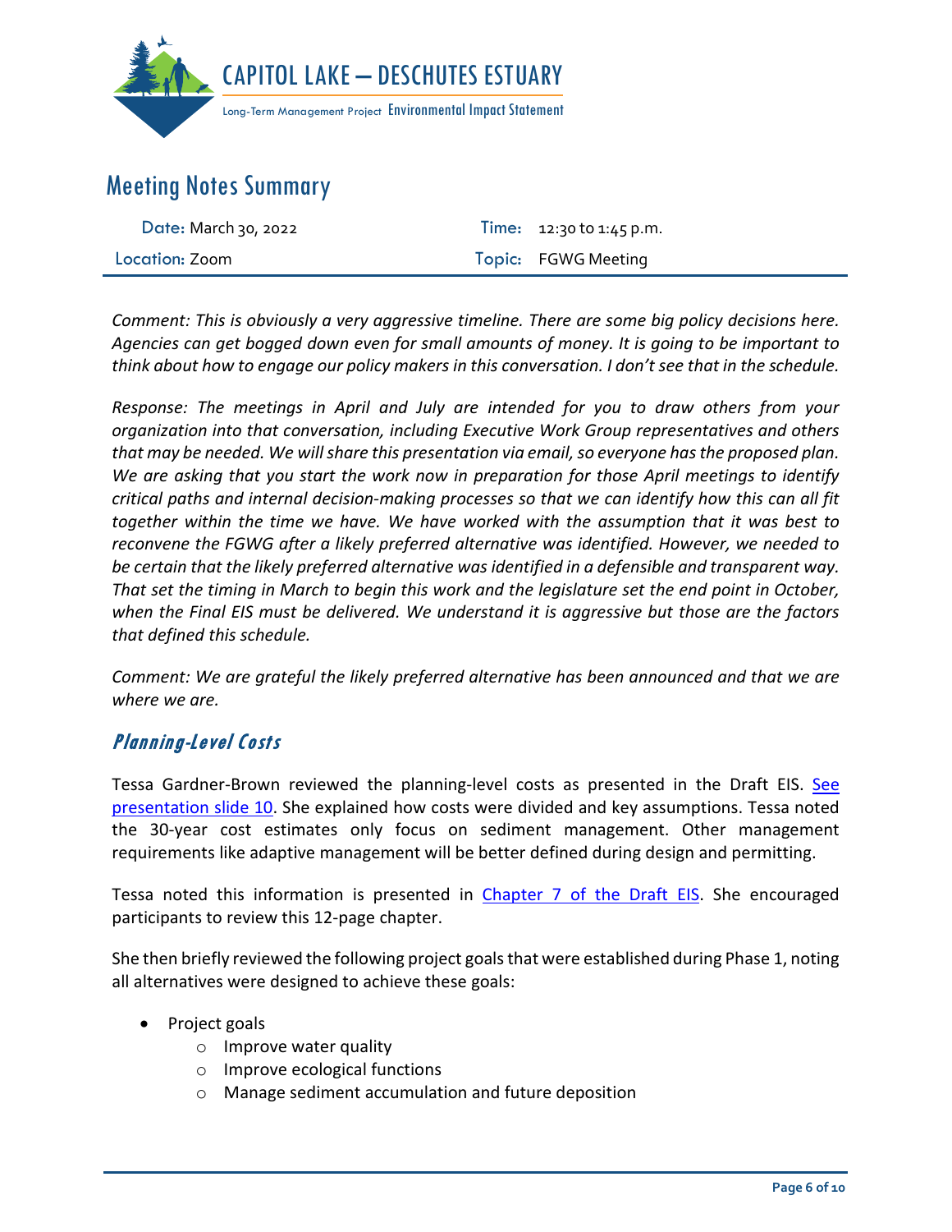*Comment: This is obviously a very aggressive timeline. There are some big policy decisions here. Agencies can get bogged down even for small amounts of money. It is going to be important to think about how to engage our policy makers in this conversation. I don't see that in the schedule.*

*Response: The meetings in April and July are intended for you to draw others from your organization into that conversation, including Executive Work Group representatives and others that may be needed. We will share this presentation via email, so everyone has the proposed plan. We are asking that you start the work now in preparation for those April meetings to identify critical paths and internal decision-making processes so that we can identify how this can all fit together within the time we have. We have worked with the assumption that it was best to reconvene the FGWG after a likely preferred alternative was identified. However, we needed to be certain that the likely preferred alternative was identified in a defensible and transparent way. That set the timing in March to begin this work and the legislature set the end point in October, when the Final EIS must be delivered. We understand it is aggressive but those are the factors that defined this schedule.*

*Comment: We are grateful the likely preferred alternative has been announced and that we are where we are.*

## Planning-Level Costs

Tessa Gardner-Brown reviewed the planning-level costs as presented in the Draft EIS. [See presentation slide 10](). She explained how costs were divided and key assumptions. Tessa noted the 30-year cost estimates only focus on sediment management. Other management requirements like adaptive management will be better defined during design and permitting.

Tessa noted this information is presented in [Chapter 7 of the Draft EIS](). She encouraged participants to review this 12-page chapter.

She then briefly reviewed the following project goals that were established during Phase 1, noting all alternatives were designed to achieve these goals:

- Project goals
    - Improve water quality
    - Improve ecological functions
    - Manage sediment accumulation and future deposition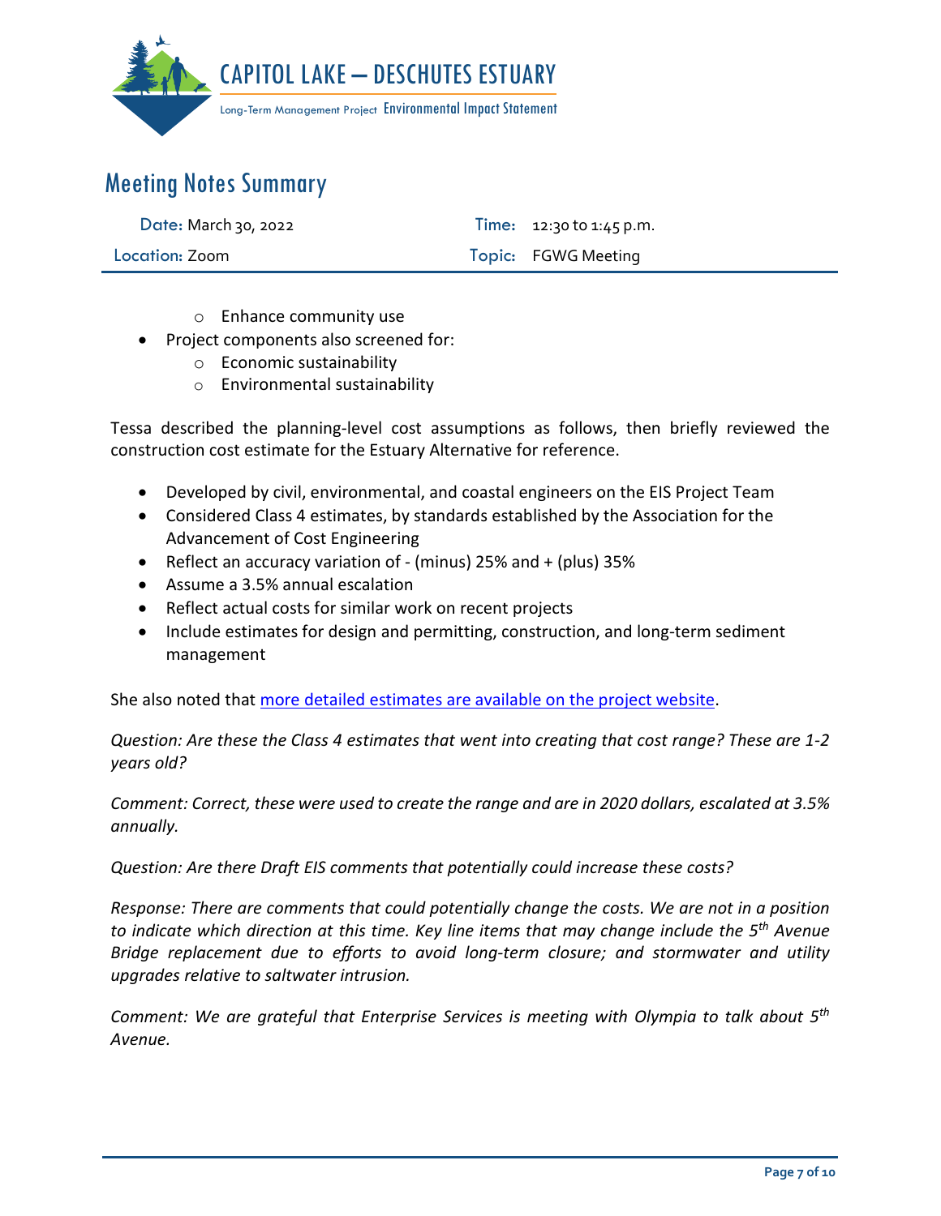- Enhance community use
- Project components also screened for:
  - Economic sustainability
  - Environmental sustainability

Tessa described the planning-level cost assumptions as follows, then briefly reviewed the construction cost estimate for the Estuary Alternative for reference.

- Developed by civil, environmental, and coastal engineers on the EIS Project Team
- Considered Class 4 estimates, by standards established by the Association for the Advancement of Cost Engineering
- Reflect an accuracy variation of - (minus) 25% and + (plus) 35%
- Assume a 3.5% annual escalation
- Reflect actual costs for similar work on recent projects
- Include estimates for design and permitting, construction, and long-term sediment management

She also noted that more detailed estimates are available on the project website.

*Question: Are these the Class 4 estimates that went into creating that cost range? These are 1-2 years old?*

*Comment: Correct, these were used to create the range and are in 2020 dollars, escalated at 3.5% annually.*

*Question: Are there Draft EIS comments that potentially could increase these costs?*

*Response: There are comments that could potentially change the costs. We are not in a position to indicate which direction at this time. Key line items that may change include the 5th Avenue Bridge replacement due to efforts to avoid long-term closure; and stormwater and utility upgrades relative to saltwater intrusion.*

*Comment: We are grateful that Enterprise Services is meeting with Olympia to talk about 5th Avenue.*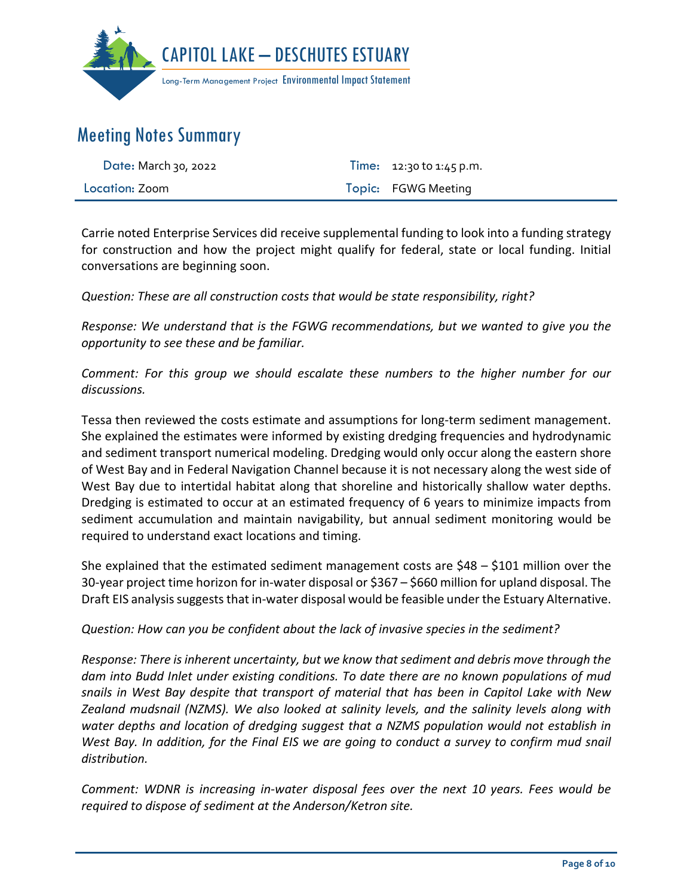Carrie noted Enterprise Services did receive supplemental funding to look into a funding strategy for construction and how the project might qualify for federal, state or local funding. Initial conversations are beginning soon.

*Question: These are all construction costs that would be state responsibility, right?*

*Response: We understand that is the FGWG recommendations, but we wanted to give you the opportunity to see these and be familiar.*

*Comment: For this group we should escalate these numbers to the higher number for our discussions.*

Tessa then reviewed the costs estimate and assumptions for long-term sediment management. She explained the estimates were informed by existing dredging frequencies and hydrodynamic and sediment transport numerical modeling. Dredging would only occur along the eastern shore of West Bay and in Federal Navigation Channel because it is not necessary along the west side of West Bay due to intertidal habitat along that shoreline and historically shallow water depths. Dredging is estimated to occur at an estimated frequency of 6 years to minimize impacts from sediment accumulation and maintain navigability, but annual sediment monitoring would be required to understand exact locations and timing.

She explained that the estimated sediment management costs are $48 – $101 million over the 30-year project time horizon for in-water disposal or $367 – $660 million for upland disposal. The Draft EIS analysis suggests that in-water disposal would be feasible under the Estuary Alternative.

*Question: How can you be confident about the lack of invasive species in the sediment?*

*Response: There is inherent uncertainty, but we know that sediment and debris move through the dam into Budd Inlet under existing conditions. To date there are no known populations of mud snails in West Bay despite that transport of material that has been in Capitol Lake with New Zealand mudsnail (NZMS). We also looked at salinity levels, and the salinity levels along with water depths and location of dredging suggest that a NZMS population would not establish in West Bay. In addition, for the Final EIS we are going to conduct a survey to confirm mud snail distribution.*

*Comment: WDNR is increasing in-water disposal fees over the next 10 years. Fees would be required to dispose of sediment at the Anderson/Ketron site.*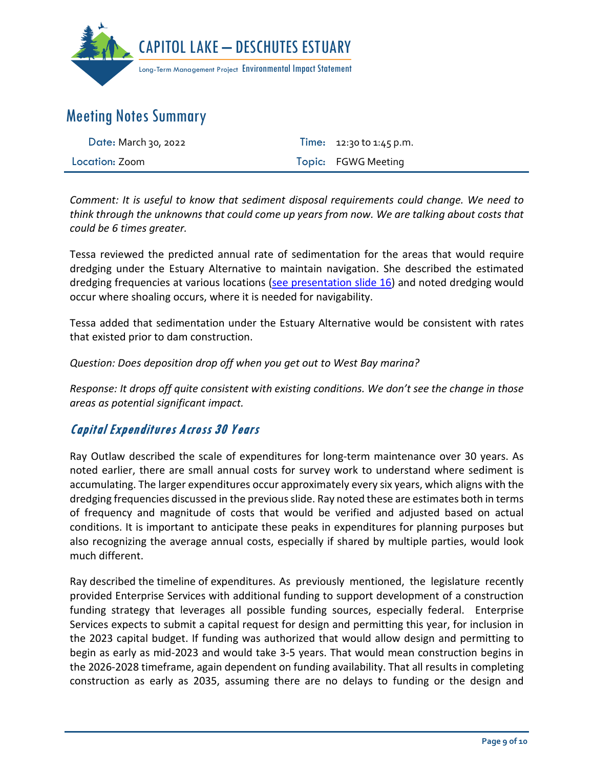Comment: *It is useful to know that sediment disposal requirements could change. We need to think through the unknowns that could come up years from now. We are talking about costs that could be 6 times greater.*

Tessa reviewed the predicted annual rate of sedimentation for the areas that would require dredging under the Estuary Alternative to maintain navigation. She described the estimated dredging frequencies at various locations (see presentation slide 16) and noted dredging would occur where shoaling occurs, where it is needed for navigability.

Tessa added that sedimentation under the Estuary Alternative would be consistent with rates that existed prior to dam construction.

*Question: Does deposition drop off when you get out to West Bay marina?*

*Response: It drops off quite consistent with existing conditions. We don't see the change in those areas as potential significant impact.*

## Capital Expenditures Across 30 Years

Ray Outlaw described the scale of expenditures for long-term maintenance over 30 years. As noted earlier, there are small annual costs for survey work to understand where sediment is accumulating. The larger expenditures occur approximately every six years, which aligns with the dredging frequencies discussed in the previous slide. Ray noted these are estimates both in terms of frequency and magnitude of costs that would be verified and adjusted based on actual conditions. It is important to anticipate these peaks in expenditures for planning purposes but also recognizing the average annual costs, especially if shared by multiple parties, would look much different.

Ray described the timeline of expenditures. As previously mentioned, the legislature recently provided Enterprise Services with additional funding to support development of a construction funding strategy that leverages all possible funding sources, especially federal. Enterprise Services expects to submit a capital request for design and permitting this year, for inclusion in the 2023 capital budget. If funding was authorized that would allow design and permitting to begin as early as mid-2023 and would take 3-5 years. That would mean construction begins in the 2026-2028 timeframe, again dependent on funding availability. That all results in completing construction as early as 2035, assuming there are no delays to funding or the design and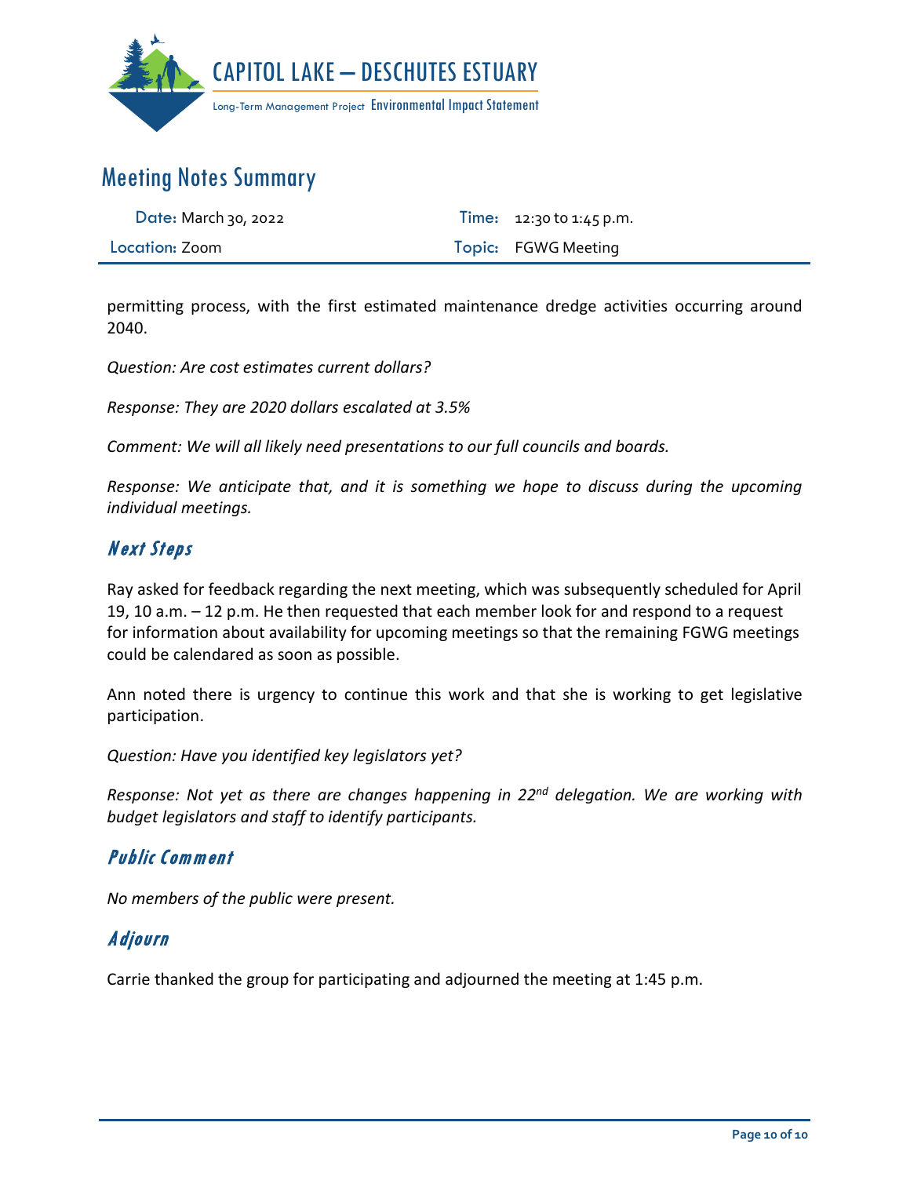permitting process, with the first estimated maintenance dredge activities occurring around 2040.

*Question: Are cost estimates current dollars?*

*Response: They are 2020 dollars escalated at 3.5%*

*Comment: We will all likely need presentations to our full councils and boards.*

*Response: We anticipate that, and it is something we hope to discuss during the upcoming individual meetings.*

## Next Steps

Ray asked for feedback regarding the next meeting, which was subsequently scheduled for April 19, 10 a.m. – 12 p.m. He then requested that each member look for and respond to a request for information about availability for upcoming meetings so that the remaining FGWG meetings could be calendared as soon as possible.

Ann noted there is urgency to continue this work and that she is working to get legislative participation.

*Question: Have you identified key legislators yet?*

*Response: Not yet as there are changes happening in 22nd delegation. We are working with budget legislators and staff to identify participants.*

## Public Comment

*No members of the public were present.*

## Adjourn

Carrie thanked the group for participating and adjourned the meeting at 1:45 p.m.